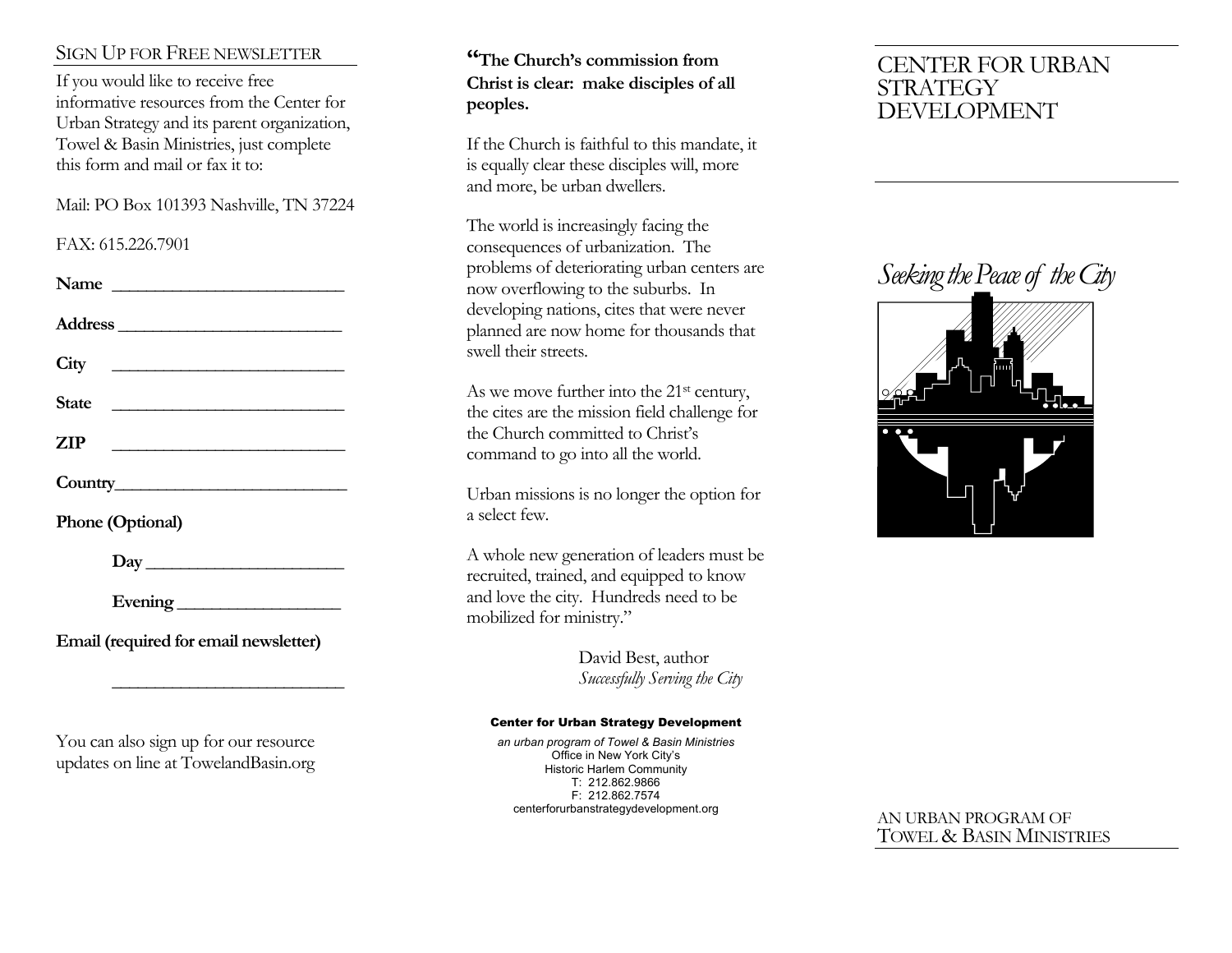## Sign Up for Free Newsletter

If you would like to receive free informative resources from the Center for Urban Strategy and its parent organization, Towel & Basin Ministries, just complete this form and mail or fax it to:

Mail: PO Box 101393 Nashville, TN 37224

FAX: 615.226.7901

**Name** ___________________________

**Address** ___________________________

**City** ___________________________

**State** ___________________________

**ZIP** ___________________________

**Country** ___________________________

**Phone (Optional)**

**Day** ___________________________

**Evening** ___________________________

**Email (required for email newsletter)**

___________________________

You can also sign up for our resource updates on line at TowelandBasin.org

**"The Church's commission from Christ is clear: make disciples of all peoples.**

If the Church is faithful to this mandate, it is equally clear these disciples will, more and more, be urban dwellers.

The world is increasingly facing the consequences of urbanization. The problems of deteriorating urban centers are now overflowing to the suburbs. In developing nations, cites that were never planned are now home for thousands that swell their streets.

As we move further into the 21st century, the cites are the mission field challenge for the Church committed to Christ's command to go into all the world.

Urban missions is no longer the option for a select few.

A whole new generation of leaders must be recruited, trained, and equipped to know and love the city. Hundreds need to be mobilized for ministry."

David Best, author
*Successfully Serving the City*

**Center for Urban Strategy Development**

*an urban program of Towel & Basin Ministries*
Office in New York City's
Historic Harlem Community
T: 212.862.9866
F: 212.862.7574
centerforurbanstrategydevelopment.org

# CENTER FOR URBAN STRATEGY DEVELOPMENT

*Seeking the Peace of the City*

AN URBAN PROGRAM OF
TOWEL & BASIN MINISTRIES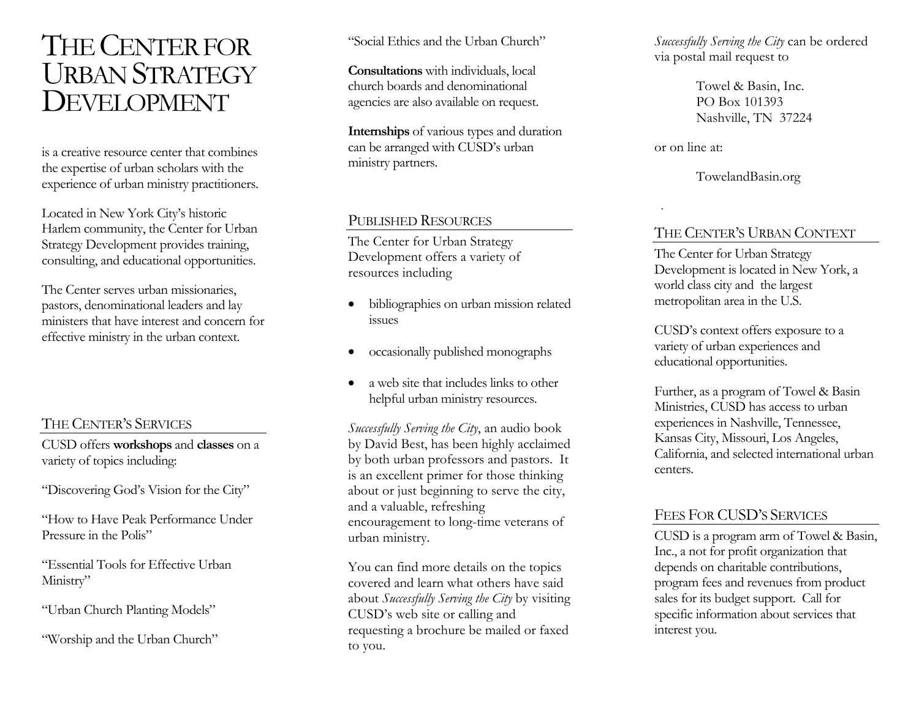# THE CENTER FOR URBAN STRATEGY DEVELOPMENT

is a creative resource center that combines the expertise of urban scholars with the experience of urban ministry practitioners.

Located in New York City's historic Harlem community, the Center for Urban Strategy Development provides training, consulting, and educational opportunities.

The Center serves urban missionaries, pastors, denominational leaders and lay ministers that have interest and concern for effective ministry in the urban context.

## THE CENTER'S SERVICES

CUSD offers **workshops** and **classes** on a variety of topics including:

"Discovering God's Vision for the City"

"How to Have Peak Performance Under Pressure in the Polis"

"Essential Tools for Effective Urban Ministry"

"Urban Church Planting Models"

"Worship and the Urban Church"

"Social Ethics and the Urban Church"

**Consultations** with individuals, local church boards and denominational agencies are also available on request.

**Internships** of various types and duration can be arranged with CUSD's urban ministry partners.

## PUBLISHED RESOURCES

The Center for Urban Strategy Development offers a variety of resources including

- bibliographies on urban mission related issues
- occasionally published monographs
- a web site that includes links to other helpful urban ministry resources.

*Successfully Serving the City*, an audio book by David Best, has been highly acclaimed by both urban professors and pastors. It is an excellent primer for those thinking about or just beginning to serve the city, and a valuable, refreshing encouragement to long-time veterans of urban ministry.

You can find more details on the topics covered and learn what others have said about *Successfully Serving the City* by visiting CUSD's web site or calling and requesting a brochure be mailed or faxed to you.

*Successfully Serving the City* can be ordered via postal mail request to

Towel & Basin, Inc.
PO Box 101393
Nashville, TN 37224

or on line at:

TowelandBasin.org

## THE CENTER'S URBAN CONTEXT

The Center for Urban Strategy Development is located in New York, a world class city and the largest metropolitan area in the U.S.

CUSD's context offers exposure to a variety of urban experiences and educational opportunities.

Further, as a program of Towel & Basin Ministries, CUSD has access to urban experiences in Nashville, Tennessee, Kansas City, Missouri, Los Angeles, California, and selected international urban centers.

## FEES FOR CUSD'S SERVICES

CUSD is a program arm of Towel & Basin, Inc., a not for profit organization that depends on charitable contributions, program fees and revenues from product sales for its budget support. Call for specific information about services that interest you.